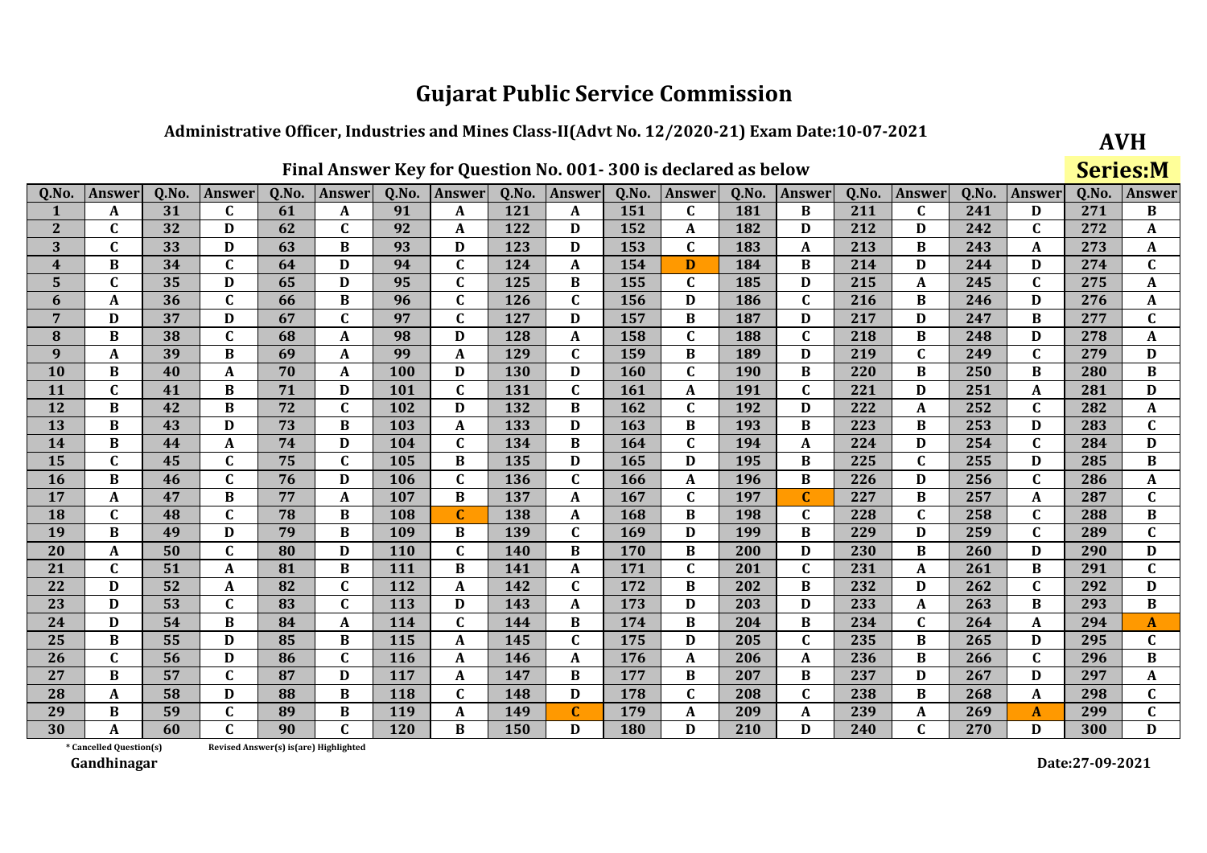# Gujarat Public Service Commission

## Administrative Officer, Industries and Mines Class-II(Advt No. 12/2020-21) Exam Date:10-07-2021

**AVH**

### Final Answer Key for Question No. 001- 300 is declared as below

**Series:M**

| Q.No. | Answer | Q.No. | Answer | Q.No. | Answer | Q.No. | Answer | Q.No. | Answer | Q.No. | Answer | Q.No. | Answer | Q.No. | Answer | Q.No. | Answer | Q.No. | Answer |
|---|---|---|---|---|---|---|---|---|---|---|---|---|---|---|---|---|---|---|---|
| 1 | A | 31 | C | 61 | A | 91 | A | 121 | A | 151 | C | 181 | B | 211 | C | 241 | D | 271 | B |
| 2 | C | 32 | D | 62 | C | 92 | A | 122 | D | 152 | A | 182 | D | 212 | D | 242 | C | 272 | A |
| 3 | C | 33 | D | 63 | B | 93 | D | 123 | D | 153 | C | 183 | A | 213 | B | 243 | A | 273 | A |
| 4 | B | 34 | C | 64 | D | 94 | C | 124 | A | 154 | D | 184 | B | 214 | D | 244 | D | 274 | C |
| 5 | C | 35 | D | 65 | D | 95 | C | 125 | B | 155 | C | 185 | D | 215 | A | 245 | C | 275 | A |
| 6 | A | 36 | C | 66 | B | 96 | C | 126 | C | 156 | D | 186 | C | 216 | B | 246 | D | 276 | A |
| 7 | D | 37 | D | 67 | C | 97 | C | 127 | D | 157 | B | 187 | D | 217 | D | 247 | B | 277 | C |
| 8 | B | 38 | C | 68 | A | 98 | D | 128 | A | 158 | C | 188 | C | 218 | B | 248 | D | 278 | A |
| 9 | A | 39 | B | 69 | A | 99 | A | 129 | C | 159 | B | 189 | D | 219 | C | 249 | C | 279 | D |
| 10 | B | 40 | A | 70 | A | 100 | D | 130 | D | 160 | C | 190 | B | 220 | B | 250 | B | 280 | B |
| 11 | C | 41 | B | 71 | D | 101 | C | 131 | C | 161 | A | 191 | C | 221 | D | 251 | A | 281 | D |
| 12 | B | 42 | B | 72 | C | 102 | D | 132 | B | 162 | C | 192 | D | 222 | A | 252 | C | 282 | A |
| 13 | B | 43 | D | 73 | B | 103 | A | 133 | D | 163 | B | 193 | B | 223 | B | 253 | D | 283 | C |
| 14 | B | 44 | A | 74 | D | 104 | C | 134 | B | 164 | C | 194 | A | 224 | D | 254 | C | 284 | D |
| 15 | C | 45 | C | 75 | C | 105 | B | 135 | D | 165 | D | 195 | B | 225 | C | 255 | D | 285 | B |
| 16 | B | 46 | C | 76 | D | 106 | C | 136 | C | 166 | A | 196 | B | 226 | D | 256 | C | 286 | A |
| 17 | A | 47 | B | 77 | A | 107 | B | 137 | A | 167 | C | 197 | C | 227 | B | 257 | A | 287 | C |
| 18 | C | 48 | C | 78 | B | 108 | C | 138 | A | 168 | B | 198 | C | 228 | C | 258 | C | 288 | B |
| 19 | B | 49 | D | 79 | B | 109 | B | 139 | C | 169 | D | 199 | B | 229 | D | 259 | C | 289 | C |
| 20 | A | 50 | C | 80 | D | 110 | C | 140 | B | 170 | B | 200 | D | 230 | B | 260 | D | 290 | D |
| 21 | C | 51 | A | 81 | B | 111 | B | 141 | A | 171 | C | 201 | C | 231 | A | 261 | B | 291 | C |
| 22 | D | 52 | A | 82 | C | 112 | A | 142 | C | 172 | B | 202 | B | 232 | D | 262 | C | 292 | D |
| 23 | D | 53 | C | 83 | C | 113 | D | 143 | A | 173 | D | 203 | D | 233 | A | 263 | B | 293 | B |
| 24 | D | 54 | B | 84 | A | 114 | C | 144 | B | 174 | B | 204 | B | 234 | C | 264 | A | 294 | A |
| 25 | B | 55 | D | 85 | B | 115 | A | 145 | C | 175 | D | 205 | C | 235 | B | 265 | D | 295 | C |
| 26 | C | 56 | D | 86 | C | 116 | A | 146 | A | 176 | A | 206 | A | 236 | B | 266 | C | 296 | B |
| 27 | B | 57 | C | 87 | D | 117 | A | 147 | B | 177 | B | 207 | B | 237 | D | 267 | D | 297 | A |
| 28 | A | 58 | D | 88 | B | 118 | C | 148 | D | 178 | C | 208 | C | 238 | B | 268 | A | 298 | C |
| 29 | B | 59 | C | 89 | B | 119 | A | 149 | C | 179 | A | 209 | A | 239 | A | 269 | A | 299 | C |
| 30 | A | 60 | C | 90 | C | 120 | B | 150 | D | 180 | D | 210 | D | 240 | C | 270 | D | 300 | D |

\* Cancelled Question(s)

Revised Answer(s) is(are) Highlighted

Gandhinagar

Date:27-09-2021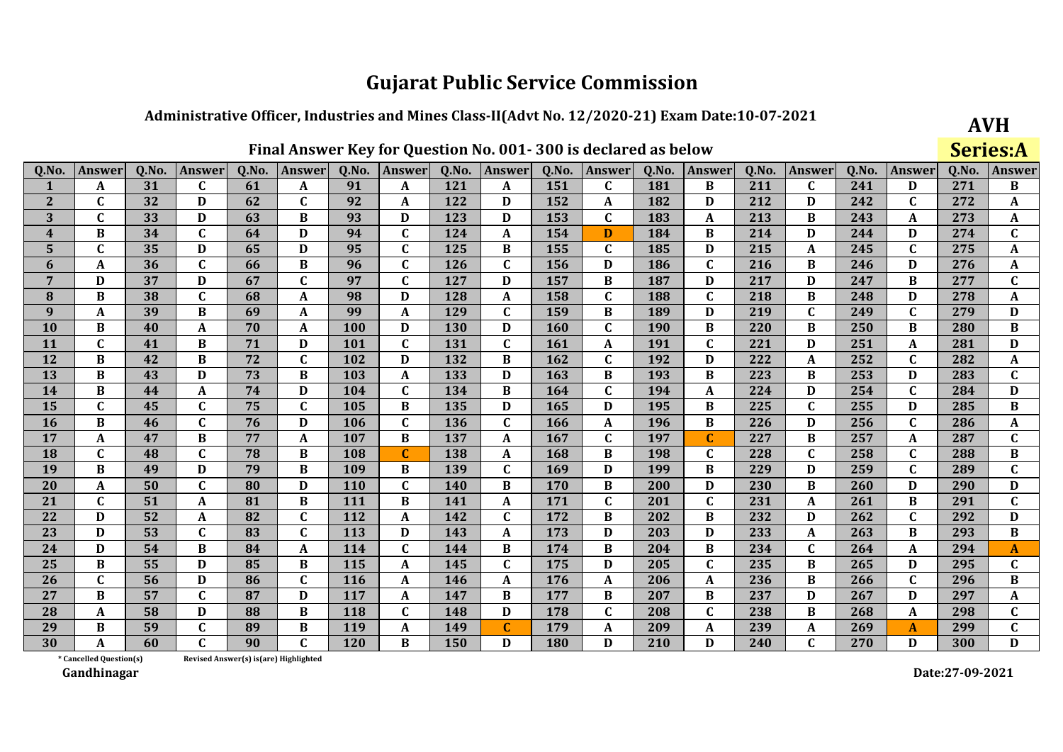# Gujarat Public Service Commission

## Administrative Officer, Industries and Mines Class-II(Advt No. 12/2020-21) Exam Date:10-07-2021

**AVH**

### Final Answer Key for Question No. 001- 300 is declared as below

**Series:A**

| Q.No. | Answer | Q.No. | Answer | Q.No. | Answer | Q.No. | Answer | Q.No. | Answer | Q.No. | Answer | Q.No. | Answer | Q.No. | Answer | Q.No. | Answer | Q.No. | Answer |
|---|---|---|---|---|---|---|---|---|---|---|---|---|---|---|---|---|---|---|---|
| 1 | A | 31 | C | 61 | A | 91 | A | 121 | A | 151 | C | 181 | B | 211 | C | 241 | D | 271 | B |
| 2 | C | 32 | D | 62 | C | 92 | A | 122 | D | 152 | A | 182 | D | 212 | D | 242 | C | 272 | A |
| 3 | C | 33 | D | 63 | B | 93 | D | 123 | D | 153 | C | 183 | A | 213 | B | 243 | A | 273 | A |
| 4 | B | 34 | C | 64 | D | 94 | C | 124 | A | 154 | D | 184 | B | 214 | D | 244 | D | 274 | C |
| 5 | C | 35 | D | 65 | D | 95 | C | 125 | B | 155 | C | 185 | D | 215 | A | 245 | C | 275 | A |
| 6 | A | 36 | C | 66 | B | 96 | C | 126 | C | 156 | D | 186 | C | 216 | B | 246 | D | 276 | A |
| 7 | D | 37 | D | 67 | C | 97 | C | 127 | D | 157 | B | 187 | D | 217 | D | 247 | B | 277 | C |
| 8 | B | 38 | C | 68 | A | 98 | D | 128 | A | 158 | C | 188 | C | 218 | B | 248 | D | 278 | A |
| 9 | A | 39 | B | 69 | A | 99 | A | 129 | C | 159 | B | 189 | D | 219 | C | 249 | C | 279 | D |
| 10 | B | 40 | A | 70 | A | 100 | D | 130 | D | 160 | C | 190 | B | 220 | B | 250 | B | 280 | B |
| 11 | C | 41 | B | 71 | D | 101 | C | 131 | C | 161 | A | 191 | C | 221 | D | 251 | A | 281 | D |
| 12 | B | 42 | B | 72 | C | 102 | D | 132 | B | 162 | C | 192 | D | 222 | A | 252 | C | 282 | A |
| 13 | B | 43 | D | 73 | B | 103 | A | 133 | D | 163 | B | 193 | B | 223 | B | 253 | D | 283 | C |
| 14 | B | 44 | A | 74 | D | 104 | C | 134 | B | 164 | C | 194 | A | 224 | D | 254 | C | 284 | D |
| 15 | C | 45 | C | 75 | C | 105 | B | 135 | D | 165 | D | 195 | B | 225 | C | 255 | D | 285 | B |
| 16 | B | 46 | C | 76 | D | 106 | C | 136 | C | 166 | A | 196 | B | 226 | D | 256 | C | 286 | A |
| 17 | A | 47 | B | 77 | A | 107 | B | 137 | A | 167 | C | 197 | C | 227 | B | 257 | A | 287 | C |
| 18 | C | 48 | C | 78 | B | 108 | C | 138 | A | 168 | B | 198 | C | 228 | C | 258 | C | 288 | B |
| 19 | B | 49 | D | 79 | B | 109 | B | 139 | C | 169 | D | 199 | B | 229 | D | 259 | C | 289 | C |
| 20 | A | 50 | C | 80 | D | 110 | C | 140 | B | 170 | B | 200 | D | 230 | B | 260 | D | 290 | D |
| 21 | C | 51 | A | 81 | B | 111 | B | 141 | A | 171 | C | 201 | C | 231 | A | 261 | B | 291 | C |
| 22 | D | 52 | A | 82 | C | 112 | A | 142 | C | 172 | B | 202 | B | 232 | D | 262 | C | 292 | D |
| 23 | D | 53 | C | 83 | C | 113 | D | 143 | A | 173 | D | 203 | D | 233 | A | 263 | B | 293 | B |
| 24 | D | 54 | B | 84 | A | 114 | C | 144 | B | 174 | B | 204 | B | 234 | C | 264 | A | 294 | A |
| 25 | B | 55 | D | 85 | B | 115 | A | 145 | C | 175 | D | 205 | C | 235 | B | 265 | D | 295 | C |
| 26 | C | 56 | D | 86 | C | 116 | A | 146 | A | 176 | A | 206 | A | 236 | B | 266 | C | 296 | B |
| 27 | B | 57 | C | 87 | D | 117 | A | 147 | B | 177 | B | 207 | B | 237 | D | 267 | D | 297 | A |
| 28 | A | 58 | D | 88 | B | 118 | C | 148 | D | 178 | C | 208 | C | 238 | B | 268 | A | 298 | C |
| 29 | B | 59 | C | 89 | B | 119 | A | 149 | C | 179 | A | 209 | A | 239 | A | 269 | A | 299 | C |
| 30 | A | 60 | C | 90 | C | 120 | B | 150 | D | 180 | D | 210 | D | 240 | C | 270 | D | 300 | D |

\* Cancelled Question(s)    Revised Answer(s) is(are) Highlighted

Gandhinagar

Date:27-09-2021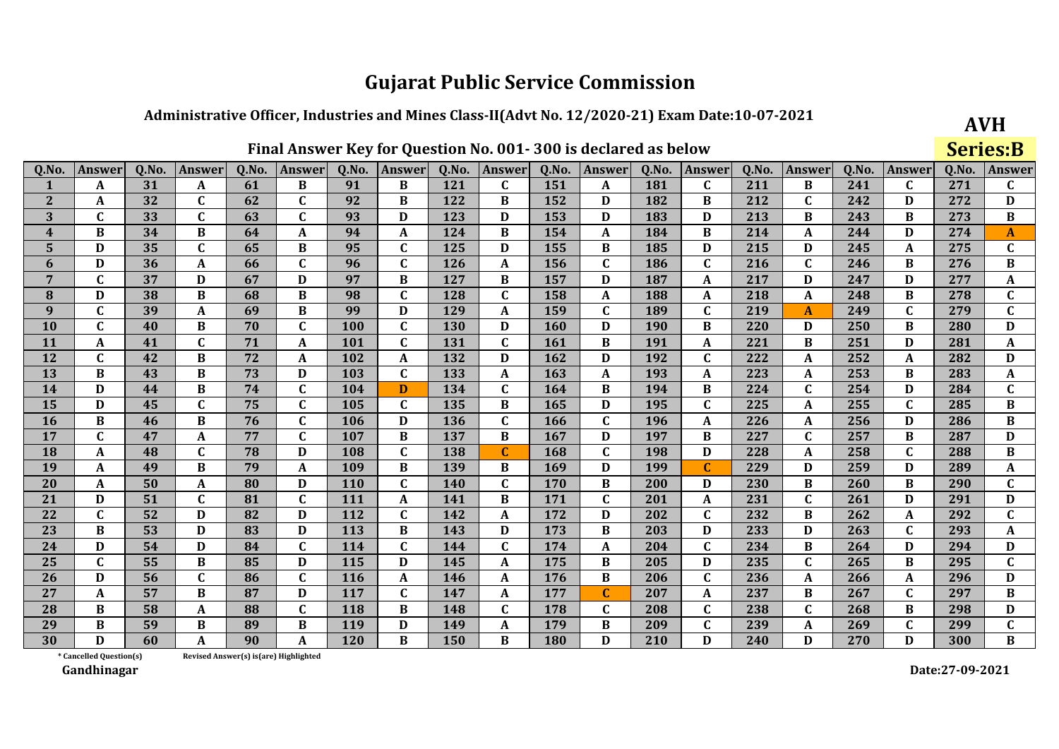# Gujarat Public Service Commission

## Administrative Officer, Industries and Mines Class-II(Advt No. 12/2020-21) Exam Date:10-07-2021

**AVH**

### Final Answer Key for Question No. 001- 300 is declared as below

**Series:B**

| Q.No. | Answer | Q.No. | Answer | Q.No. | Answer | Q.No. | Answer | Q.No. | Answer | Q.No. | Answer | Q.No. | Answer | Q.No. | Answer | Q.No. | Answer | Q.No. | Answer |
|---|---|---|---|---|---|---|---|---|---|---|---|---|---|---|---|---|---|---|---|
| 1 | A | 31 | A | 61 | B | 91 | B | 121 | C | 151 | A | 181 | C | 211 | B | 241 | C | 271 | C |
| 2 | A | 32 | C | 62 | C | 92 | B | 122 | B | 152 | D | 182 | B | 212 | C | 242 | D | 272 | D |
| 3 | C | 33 | C | 63 | C | 93 | D | 123 | D | 153 | D | 183 | D | 213 | B | 243 | B | 273 | B |
| 4 | B | 34 | B | 64 | A | 94 | A | 124 | B | 154 | A | 184 | B | 214 | A | 244 | D | 274 | A |
| 5 | D | 35 | C | 65 | B | 95 | C | 125 | D | 155 | B | 185 | D | 215 | D | 245 | A | 275 | C |
| 6 | D | 36 | A | 66 | C | 96 | C | 126 | A | 156 | C | 186 | C | 216 | C | 246 | B | 276 | B |
| 7 | C | 37 | D | 67 | D | 97 | B | 127 | B | 157 | D | 187 | A | 217 | D | 247 | D | 277 | A |
| 8 | D | 38 | B | 68 | B | 98 | C | 128 | C | 158 | A | 188 | A | 218 | A | 248 | B | 278 | C |
| 9 | C | 39 | A | 69 | B | 99 | D | 129 | A | 159 | C | 189 | C | 219 | A | 249 | C | 279 | C |
| 10 | C | 40 | B | 70 | C | 100 | C | 130 | D | 160 | D | 190 | B | 220 | D | 250 | B | 280 | D |
| 11 | A | 41 | C | 71 | A | 101 | C | 131 | C | 161 | B | 191 | A | 221 | B | 251 | D | 281 | A |
| 12 | C | 42 | B | 72 | A | 102 | A | 132 | D | 162 | D | 192 | C | 222 | A | 252 | A | 282 | D |
| 13 | B | 43 | B | 73 | D | 103 | C | 133 | A | 163 | A | 193 | A | 223 | A | 253 | B | 283 | A |
| 14 | D | 44 | B | 74 | C | 104 | D | 134 | C | 164 | B | 194 | B | 224 | C | 254 | D | 284 | C |
| 15 | D | 45 | C | 75 | C | 105 | C | 135 | B | 165 | D | 195 | C | 225 | A | 255 | C | 285 | B |
| 16 | B | 46 | B | 76 | C | 106 | D | 136 | C | 166 | C | 196 | A | 226 | A | 256 | D | 286 | B |
| 17 | C | 47 | A | 77 | C | 107 | B | 137 | B | 167 | D | 197 | B | 227 | C | 257 | B | 287 | D |
| 18 | A | 48 | C | 78 | D | 108 | C | 138 | C | 168 | C | 198 | D | 228 | A | 258 | C | 288 | B |
| 19 | A | 49 | B | 79 | A | 109 | B | 139 | B | 169 | D | 199 | C | 229 | D | 259 | D | 289 | A |
| 20 | A | 50 | A | 80 | D | 110 | C | 140 | C | 170 | B | 200 | D | 230 | B | 260 | B | 290 | C |
| 21 | D | 51 | C | 81 | C | 111 | A | 141 | B | 171 | C | 201 | A | 231 | C | 261 | D | 291 | D |
| 22 | C | 52 | D | 82 | D | 112 | C | 142 | A | 172 | D | 202 | C | 232 | B | 262 | A | 292 | C |
| 23 | B | 53 | D | 83 | D | 113 | B | 143 | D | 173 | B | 203 | D | 233 | D | 263 | C | 293 | A |
| 24 | D | 54 | D | 84 | C | 114 | C | 144 | C | 174 | A | 204 | C | 234 | B | 264 | D | 294 | D |
| 25 | C | 55 | B | 85 | D | 115 | D | 145 | A | 175 | B | 205 | D | 235 | C | 265 | B | 295 | C |
| 26 | D | 56 | C | 86 | C | 116 | A | 146 | A | 176 | B | 206 | C | 236 | A | 266 | A | 296 | D |
| 27 | A | 57 | B | 87 | D | 117 | C | 147 | A | 177 | C | 207 | A | 237 | B | 267 | C | 297 | B |
| 28 | B | 58 | A | 88 | C | 118 | B | 148 | C | 178 | C | 208 | C | 238 | C | 268 | B | 298 | D |
| 29 | B | 59 | B | 89 | B | 119 | D | 149 | A | 179 | B | 209 | C | 239 | A | 269 | C | 299 | C |
| 30 | D | 60 | A | 90 | A | 120 | B | 150 | B | 180 | D | 210 | D | 240 | D | 270 | D | 300 | B |

\* Cancelled Question(s)    Revised Answer(s) is(are) Highlighted

Gandhinagar

Date:27-09-2021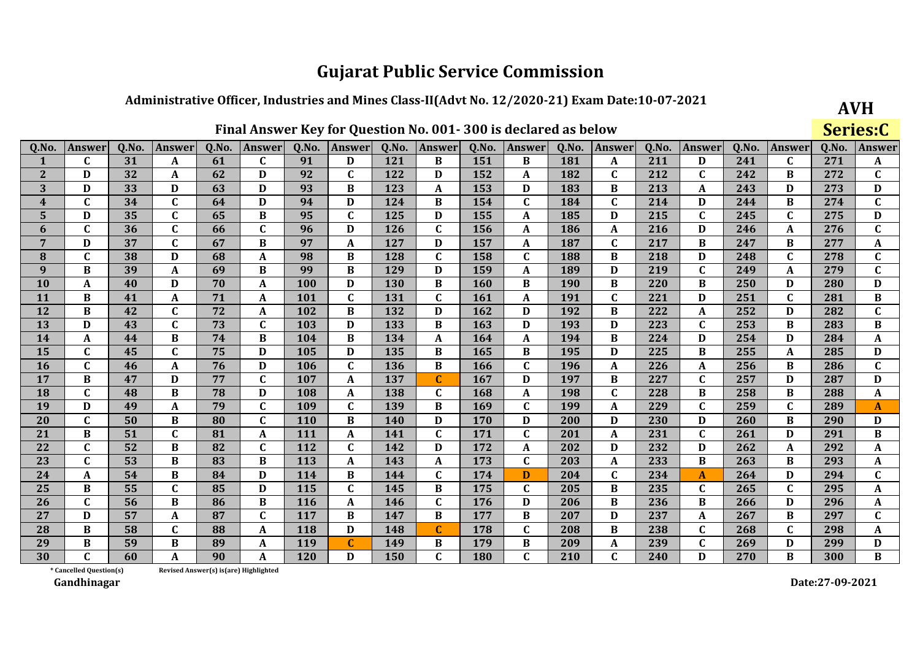# Gujarat Public Service Commission

## Administrative Officer, Industries and Mines Class-II(Advt No. 12/2020-21) Exam Date:10-07-2021

**AVH**

**Series:C**

### Final Answer Key for Question No. 001- 300 is declared as below

| Q.No. | Answer | Q.No. | Answer | Q.No. | Answer | Q.No. | Answer | Q.No. | Answer | Q.No. | Answer | Q.No. | Answer | Q.No. | Answer | Q.No. | Answer | Q.No. | Answer |
|---|---|---|---|---|---|---|---|---|---|---|---|---|---|---|---|---|---|---|---|
| 1 | C | 31 | A | 61 | C | 91 | D | 121 | B | 151 | B | 181 | A | 211 | D | 241 | C | 271 | A |
| 2 | D | 32 | A | 62 | D | 92 | C | 122 | D | 152 | A | 182 | C | 212 | C | 242 | B | 272 | C |
| 3 | D | 33 | D | 63 | D | 93 | B | 123 | A | 153 | D | 183 | B | 213 | A | 243 | D | 273 | D |
| 4 | C | 34 | C | 64 | D | 94 | D | 124 | B | 154 | C | 184 | C | 214 | D | 244 | B | 274 | C |
| 5 | D | 35 | C | 65 | B | 95 | C | 125 | D | 155 | A | 185 | D | 215 | C | 245 | C | 275 | D |
| 6 | C | 36 | C | 66 | C | 96 | D | 126 | C | 156 | A | 186 | A | 216 | D | 246 | A | 276 | C |
| 7 | D | 37 | C | 67 | B | 97 | A | 127 | D | 157 | A | 187 | C | 217 | B | 247 | B | 277 | A |
| 8 | C | 38 | D | 68 | A | 98 | B | 128 | C | 158 | C | 188 | B | 218 | D | 248 | C | 278 | C |
| 9 | B | 39 | A | 69 | B | 99 | B | 129 | D | 159 | A | 189 | D | 219 | C | 249 | A | 279 | C |
| 10 | A | 40 | D | 70 | A | 100 | D | 130 | B | 160 | B | 190 | B | 220 | B | 250 | D | 280 | D |
| 11 | B | 41 | A | 71 | A | 101 | C | 131 | C | 161 | A | 191 | C | 221 | D | 251 | C | 281 | B |
| 12 | B | 42 | C | 72 | A | 102 | B | 132 | D | 162 | D | 192 | B | 222 | A | 252 | D | 282 | C |
| 13 | D | 43 | C | 73 | C | 103 | D | 133 | B | 163 | D | 193 | D | 223 | C | 253 | B | 283 | B |
| 14 | A | 44 | B | 74 | B | 104 | B | 134 | A | 164 | A | 194 | B | 224 | D | 254 | D | 284 | A |
| 15 | C | 45 | C | 75 | D | 105 | D | 135 | B | 165 | B | 195 | D | 225 | B | 255 | A | 285 | D |
| 16 | C | 46 | A | 76 | D | 106 | C | 136 | B | 166 | C | 196 | A | 226 | A | 256 | B | 286 | C |
| 17 | B | 47 | D | 77 | C | 107 | A | 137 | C | 167 | D | 197 | B | 227 | C | 257 | D | 287 | D |
| 18 | C | 48 | B | 78 | D | 108 | A | 138 | C | 168 | A | 198 | C | 228 | B | 258 | B | 288 | A |
| 19 | D | 49 | A | 79 | C | 109 | C | 139 | B | 169 | C | 199 | A | 229 | C | 259 | C | 289 | A |
| 20 | C | 50 | B | 80 | C | 110 | B | 140 | D | 170 | D | 200 | D | 230 | D | 260 | B | 290 | D |
| 21 | B | 51 | C | 81 | A | 111 | A | 141 | C | 171 | C | 201 | A | 231 | C | 261 | D | 291 | B |
| 22 | C | 52 | B | 82 | C | 112 | C | 142 | D | 172 | A | 202 | D | 232 | D | 262 | A | 292 | A |
| 23 | C | 53 | B | 83 | B | 113 | A | 143 | A | 173 | C | 203 | A | 233 | B | 263 | B | 293 | A |
| 24 | A | 54 | B | 84 | D | 114 | B | 144 | C | 174 | D | 204 | C | 234 | A | 264 | D | 294 | C |
| 25 | B | 55 | C | 85 | D | 115 | C | 145 | B | 175 | C | 205 | B | 235 | C | 265 | C | 295 | A |
| 26 | C | 56 | B | 86 | B | 116 | A | 146 | C | 176 | D | 206 | B | 236 | B | 266 | D | 296 | A |
| 27 | D | 57 | A | 87 | C | 117 | B | 147 | B | 177 | B | 207 | D | 237 | A | 267 | B | 297 | C |
| 28 | B | 58 | C | 88 | A | 118 | D | 148 | C | 178 | C | 208 | B | 238 | C | 268 | C | 298 | A |
| 29 | B | 59 | B | 89 | A | 119 | C | 149 | B | 179 | B | 209 | A | 239 | C | 269 | D | 299 | D |
| 30 | C | 60 | A | 90 | A | 120 | D | 150 | C | 180 | C | 210 | C | 240 | D | 270 | B | 300 | B |

\* Cancelled Question(s)    Revised Answer(s) is(are) Highlighted

Gandhinagar

Date:27-09-2021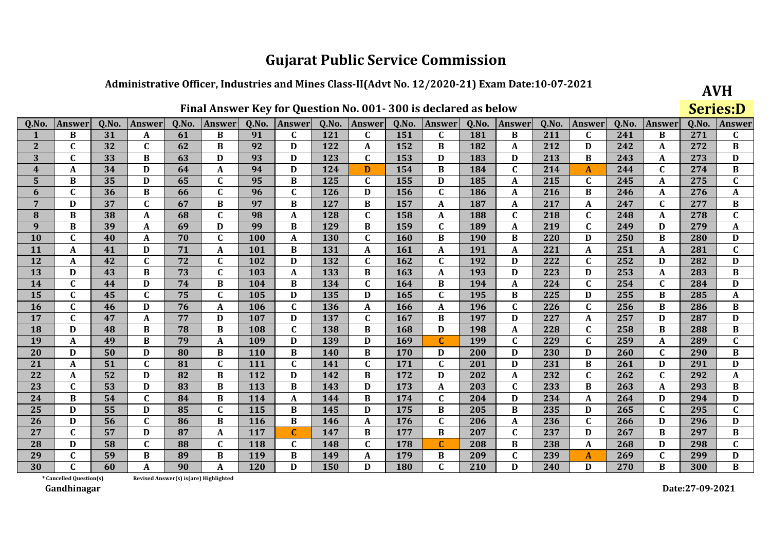# Gujarat Public Service Commission

## Administrative Officer, Industries and Mines Class-II(Advt No. 12/2020-21) Exam Date:10-07-2021

**AVH**

**Series:D**

### Final Answer Key for Question No. 001- 300 is declared as below

| Q.No. | Answer | Q.No. | Answer | Q.No. | Answer | Q.No. | Answer | Q.No. | Answer | Q.No. | Answer | Q.No. | Answer | Q.No. | Answer | Q.No. | Answer | Q.No. | Answer |
|---|---|---|---|---|---|---|---|---|---|---|---|---|---|---|---|---|---|---|---|
| 1 | B | 31 | A | 61 | B | 91 | C | 121 | C | 151 | C | 181 | B | 211 | C | 241 | B | 271 | C |
| 2 | C | 32 | C | 62 | B | 92 | D | 122 | A | 152 | B | 182 | A | 212 | D | 242 | A | 272 | B |
| 3 | C | 33 | B | 63 | D | 93 | D | 123 | C | 153 | D | 183 | D | 213 | B | 243 | A | 273 | D |
| 4 | A | 34 | D | 64 | A | 94 | D | 124 | D | 154 | B | 184 | C | 214 | A | 244 | C | 274 | B |
| 5 | B | 35 | D | 65 | C | 95 | B | 125 | C | 155 | D | 185 | A | 215 | C | 245 | A | 275 | C |
| 6 | C | 36 | B | 66 | C | 96 | C | 126 | D | 156 | C | 186 | A | 216 | B | 246 | A | 276 | A |
| 7 | D | 37 | C | 67 | B | 97 | B | 127 | B | 157 | A | 187 | A | 217 | A | 247 | C | 277 | B |
| 8 | B | 38 | A | 68 | C | 98 | A | 128 | C | 158 | A | 188 | C | 218 | C | 248 | A | 278 | C |
| 9 | B | 39 | A | 69 | D | 99 | B | 129 | B | 159 | C | 189 | A | 219 | C | 249 | D | 279 | A |
| 10 | C | 40 | A | 70 | C | 100 | A | 130 | C | 160 | B | 190 | B | 220 | D | 250 | B | 280 | D |
| 11 | A | 41 | D | 71 | A | 101 | B | 131 | A | 161 | A | 191 | A | 221 | A | 251 | A | 281 | C |
| 12 | A | 42 | C | 72 | C | 102 | D | 132 | C | 162 | C | 192 | D | 222 | C | 252 | D | 282 | D |
| 13 | D | 43 | B | 73 | C | 103 | A | 133 | B | 163 | A | 193 | D | 223 | D | 253 | A | 283 | B |
| 14 | C | 44 | D | 74 | B | 104 | B | 134 | C | 164 | B | 194 | A | 224 | C | 254 | C | 284 | D |
| 15 | C | 45 | C | 75 | C | 105 | D | 135 | D | 165 | C | 195 | B | 225 | D | 255 | B | 285 | A |
| 16 | C | 46 | D | 76 | A | 106 | C | 136 | A | 166 | A | 196 | C | 226 | C | 256 | B | 286 | B |
| 17 | C | 47 | A | 77 | D | 107 | D | 137 | C | 167 | B | 197 | D | 227 | A | 257 | D | 287 | D |
| 18 | D | 48 | B | 78 | B | 108 | C | 138 | B | 168 | D | 198 | A | 228 | C | 258 | B | 288 | B |
| 19 | A | 49 | B | 79 | A | 109 | D | 139 | D | 169 | C | 199 | C | 229 | C | 259 | A | 289 | C |
| 20 | D | 50 | D | 80 | B | 110 | B | 140 | B | 170 | D | 200 | D | 230 | D | 260 | C | 290 | B |
| 21 | A | 51 | C | 81 | C | 111 | C | 141 | C | 171 | C | 201 | D | 231 | B | 261 | D | 291 | D |
| 22 | A | 52 | D | 82 | B | 112 | D | 142 | B | 172 | D | 202 | A | 232 | C | 262 | C | 292 | A |
| 23 | C | 53 | D | 83 | B | 113 | B | 143 | D | 173 | A | 203 | C | 233 | B | 263 | A | 293 | B |
| 24 | B | 54 | C | 84 | B | 114 | A | 144 | B | 174 | C | 204 | D | 234 | A | 264 | D | 294 | D |
| 25 | D | 55 | D | 85 | C | 115 | B | 145 | D | 175 | B | 205 | B | 235 | D | 265 | C | 295 | C |
| 26 | D | 56 | C | 86 | B | 116 | B | 146 | A | 176 | C | 206 | A | 236 | C | 266 | D | 296 | D |
| 27 | C | 57 | D | 87 | A | 117 | C | 147 | B | 177 | B | 207 | C | 237 | D | 267 | B | 297 | B |
| 28 | D | 58 | C | 88 | C | 118 | C | 148 | C | 178 | C | 208 | B | 238 | A | 268 | D | 298 | C |
| 29 | C | 59 | B | 89 | B | 119 | B | 149 | A | 179 | B | 209 | C | 239 | A | 269 | C | 299 | D |
| 30 | C | 60 | A | 90 | A | 120 | D | 150 | D | 180 | C | 210 | D | 240 | D | 270 | B | 300 | B |

\* Cancelled Question(s)

Revised Answer(s) is(are) Highlighted

Gandhinagar

Date:27-09-2021